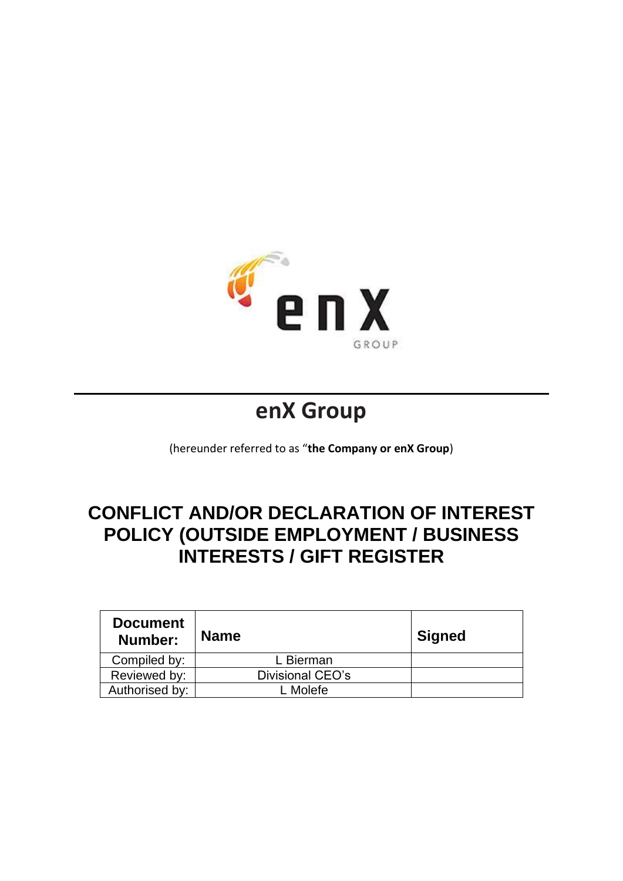# enX Group

(hereunder referred to as "**the Company or enX Group**)

## CONFLICT AND/OR DECLARATION OF INTEREST POLICY (OUTSIDE EMPLOYMENT / BUSINESS INTERESTS / GIFT REGISTER

| Document Number: | Name | Signed |
| --- | --- | --- |
| Compiled by: | L Bierman | |
| Reviewed by: | Divisional CEO's | |
| Authorised by: | L Molefe | |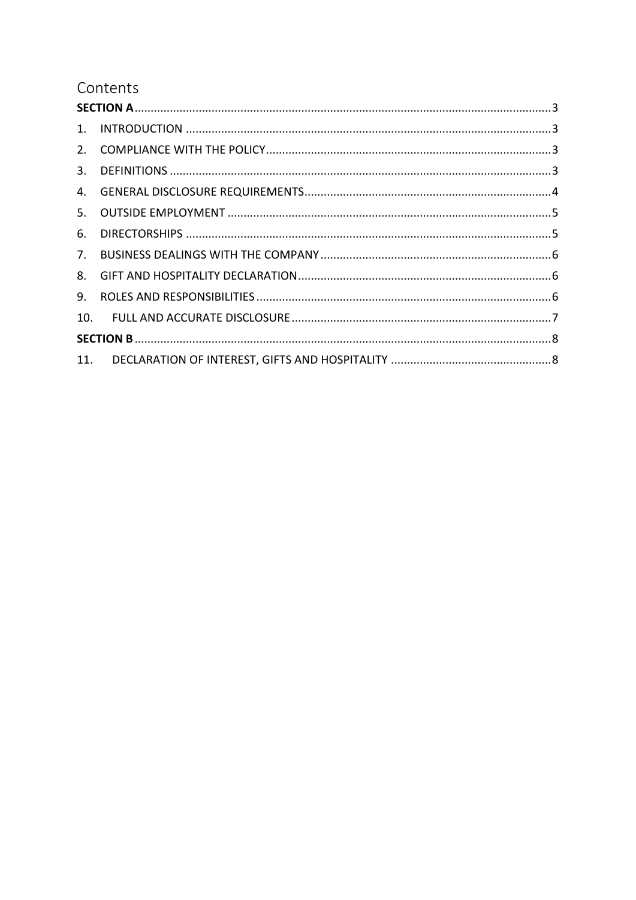# Contents

**SECTION A** .......... 3

1. INTRODUCTION .......... 3
2. COMPLIANCE WITH THE POLICY .......... 3
3. DEFINITIONS .......... 3
4. GENERAL DISCLOSURE REQUIREMENTS .......... 4
5. OUTSIDE EMPLOYMENT .......... 5
6. DIRECTORSHIPS .......... 5
7. BUSINESS DEALINGS WITH THE COMPANY .......... 6
8. GIFT AND HOSPITALITY DECLARATION .......... 6
9. ROLES AND RESPONSIBILITIES .......... 6
10. FULL AND ACCURATE DISCLOSURE .......... 7

**SECTION B** .......... 8

11. DECLARATION OF INTEREST, GIFTS AND HOSPITALITY .......... 8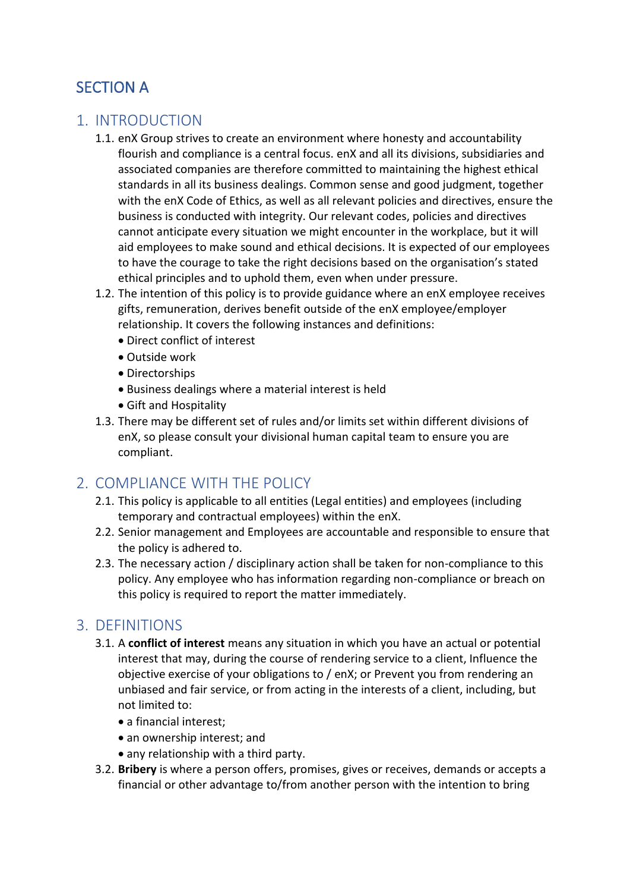# SECTION A

## 1. INTRODUCTION

1.1. enX Group strives to create an environment where honesty and accountability flourish and compliance is a central focus. enX and all its divisions, subsidiaries and associated companies are therefore committed to maintaining the highest ethical standards in all its business dealings. Common sense and good judgment, together with the enX Code of Ethics, as well as all relevant policies and directives, ensure the business is conducted with integrity. Our relevant codes, policies and directives cannot anticipate every situation we might encounter in the workplace, but it will aid employees to make sound and ethical decisions. It is expected of our employees to have the courage to take the right decisions based on the organisation's stated ethical principles and to uphold them, even when under pressure.

1.2. The intention of this policy is to provide guidance where an enX employee receives gifts, remuneration, derives benefit outside of the enX employee/employer relationship. It covers the following instances and definitions:

- Direct conflict of interest
- Outside work
- Directorships
- Business dealings where a material interest is held
- Gift and Hospitality

1.3. There may be different set of rules and/or limits set within different divisions of enX, so please consult your divisional human capital team to ensure you are compliant.

## 2. COMPLIANCE WITH THE POLICY

2.1. This policy is applicable to all entities (Legal entities) and employees (including temporary and contractual employees) within the enX.

2.2. Senior management and Employees are accountable and responsible to ensure that the policy is adhered to.

2.3. The necessary action / disciplinary action shall be taken for non-compliance to this policy. Any employee who has information regarding non-compliance or breach on this policy is required to report the matter immediately.

## 3. DEFINITIONS

3.1. A **conflict of interest** means any situation in which you have an actual or potential interest that may, during the course of rendering service to a client, Influence the objective exercise of your obligations to / enX; or Prevent you from rendering an unbiased and fair service, or from acting in the interests of a client, including, but not limited to:

- a financial interest;
- an ownership interest; and
- any relationship with a third party.

3.2. **Bribery** is where a person offers, promises, gives or receives, demands or accepts a financial or other advantage to/from another person with the intention to bring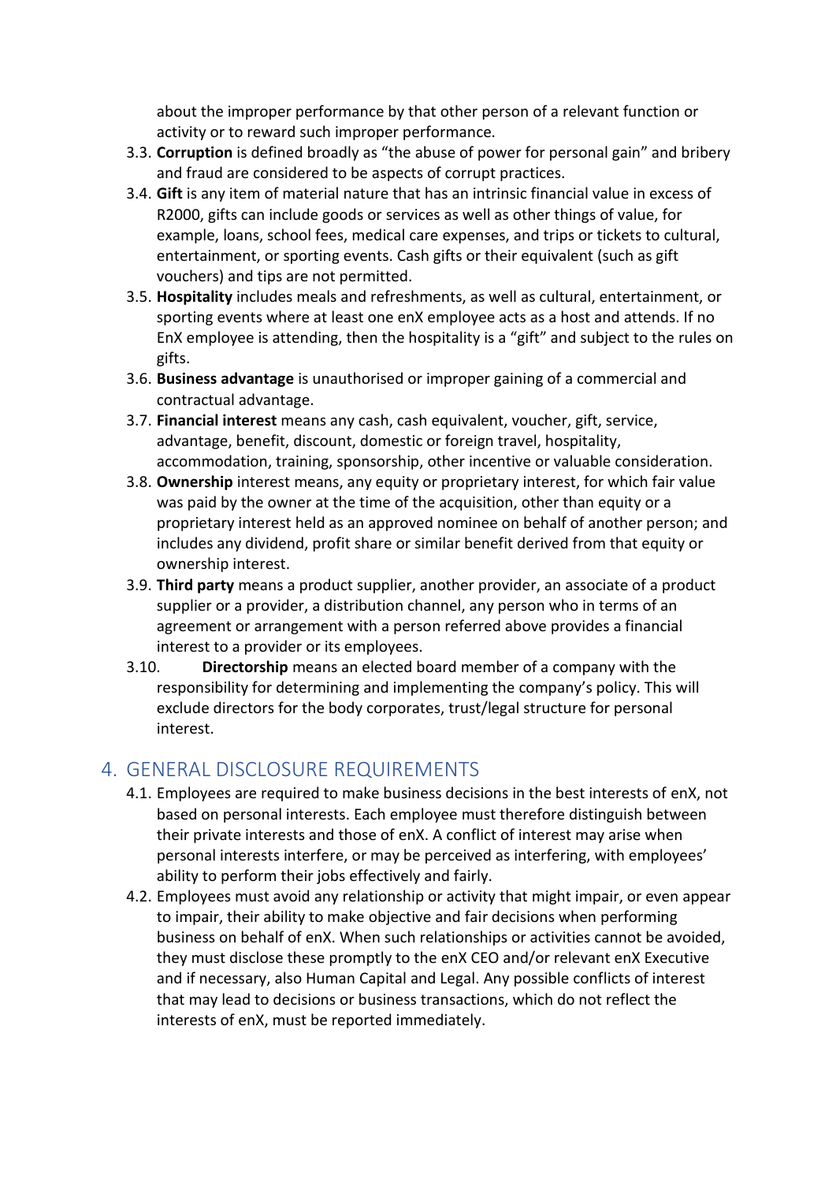about the improper performance by that other person of a relevant function or activity or to reward such improper performance.

3.3. **Corruption** is defined broadly as "the abuse of power for personal gain" and bribery and fraud are considered to be aspects of corrupt practices.

3.4. **Gift** is any item of material nature that has an intrinsic financial value in excess of R2000, gifts can include goods or services as well as other things of value, for example, loans, school fees, medical care expenses, and trips or tickets to cultural, entertainment, or sporting events. Cash gifts or their equivalent (such as gift vouchers) and tips are not permitted.

3.5. **Hospitality** includes meals and refreshments, as well as cultural, entertainment, or sporting events where at least one enX employee acts as a host and attends. If no EnX employee is attending, then the hospitality is a "gift" and subject to the rules on gifts.

3.6. **Business advantage** is unauthorised or improper gaining of a commercial and contractual advantage.

3.7. **Financial interest** means any cash, cash equivalent, voucher, gift, service, advantage, benefit, discount, domestic or foreign travel, hospitality, accommodation, training, sponsorship, other incentive or valuable consideration.

3.8. **Ownership** interest means, any equity or proprietary interest, for which fair value was paid by the owner at the time of the acquisition, other than equity or a proprietary interest held as an approved nominee on behalf of another person; and includes any dividend, profit share or similar benefit derived from that equity or ownership interest.

3.9. **Third party** means a product supplier, another provider, an associate of a product supplier or a provider, a distribution channel, any person who in terms of an agreement or arrangement with a person referred above provides a financial interest to a provider or its employees.

3.10. **Directorship** means an elected board member of a company with the responsibility for determining and implementing the company's policy. This will exclude directors for the body corporates, trust/legal structure for personal interest.

## 4. GENERAL DISCLOSURE REQUIREMENTS

4.1. Employees are required to make business decisions in the best interests of enX, not based on personal interests. Each employee must therefore distinguish between their private interests and those of enX. A conflict of interest may arise when personal interests interfere, or may be perceived as interfering, with employees' ability to perform their jobs effectively and fairly.

4.2. Employees must avoid any relationship or activity that might impair, or even appear to impair, their ability to make objective and fair decisions when performing business on behalf of enX. When such relationships or activities cannot be avoided, they must disclose these promptly to the enX CEO and/or relevant enX Executive and if necessary, also Human Capital and Legal. Any possible conflicts of interest that may lead to decisions or business transactions, which do not reflect the interests of enX, must be reported immediately.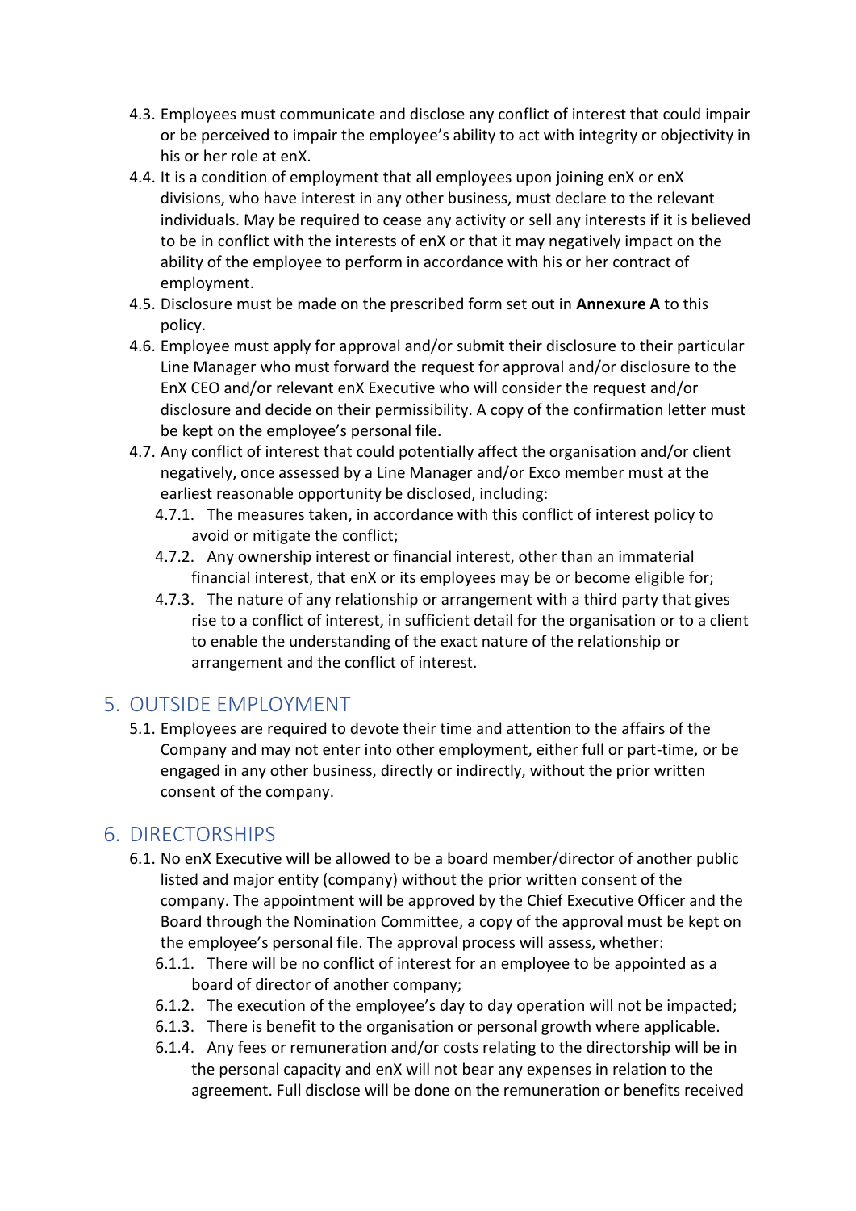4.3. Employees must communicate and disclose any conflict of interest that could impair or be perceived to impair the employee's ability to act with integrity or objectivity in his or her role at enX.

4.4. It is a condition of employment that all employees upon joining enX or enX divisions, who have interest in any other business, must declare to the relevant individuals. May be required to cease any activity or sell any interests if it is believed to be in conflict with the interests of enX or that it may negatively impact on the ability of the employee to perform in accordance with his or her contract of employment.

4.5. Disclosure must be made on the prescribed form set out in **Annexure A** to this policy.

4.6. Employee must apply for approval and/or submit their disclosure to their particular Line Manager who must forward the request for approval and/or disclosure to the EnX CEO and/or relevant enX Executive who will consider the request and/or disclosure and decide on their permissibility. A copy of the confirmation letter must be kept on the employee's personal file.

4.7. Any conflict of interest that could potentially affect the organisation and/or client negatively, once assessed by a Line Manager and/or Exco member must at the earliest reasonable opportunity be disclosed, including:

  4.7.1. The measures taken, in accordance with this conflict of interest policy to avoid or mitigate the conflict;

  4.7.2. Any ownership interest or financial interest, other than an immaterial financial interest, that enX or its employees may be or become eligible for;

  4.7.3. The nature of any relationship or arrangement with a third party that gives rise to a conflict of interest, in sufficient detail for the organisation or to a client to enable the understanding of the exact nature of the relationship or arrangement and the conflict of interest.

## 5. OUTSIDE EMPLOYMENT

5.1. Employees are required to devote their time and attention to the affairs of the Company and may not enter into other employment, either full or part-time, or be engaged in any other business, directly or indirectly, without the prior written consent of the company.

## 6. DIRECTORSHIPS

6.1. No enX Executive will be allowed to be a board member/director of another public listed and major entity (company) without the prior written consent of the company. The appointment will be approved by the Chief Executive Officer and the Board through the Nomination Committee, a copy of the approval must be kept on the employee's personal file. The approval process will assess, whether:

  6.1.1. There will be no conflict of interest for an employee to be appointed as a board of director of another company;

  6.1.2. The execution of the employee's day to day operation will not be impacted;

  6.1.3. There is benefit to the organisation or personal growth where applicable.

  6.1.4. Any fees or remuneration and/or costs relating to the directorship will be in the personal capacity and enX will not bear any expenses in relation to the agreement. Full disclose will be done on the remuneration or benefits received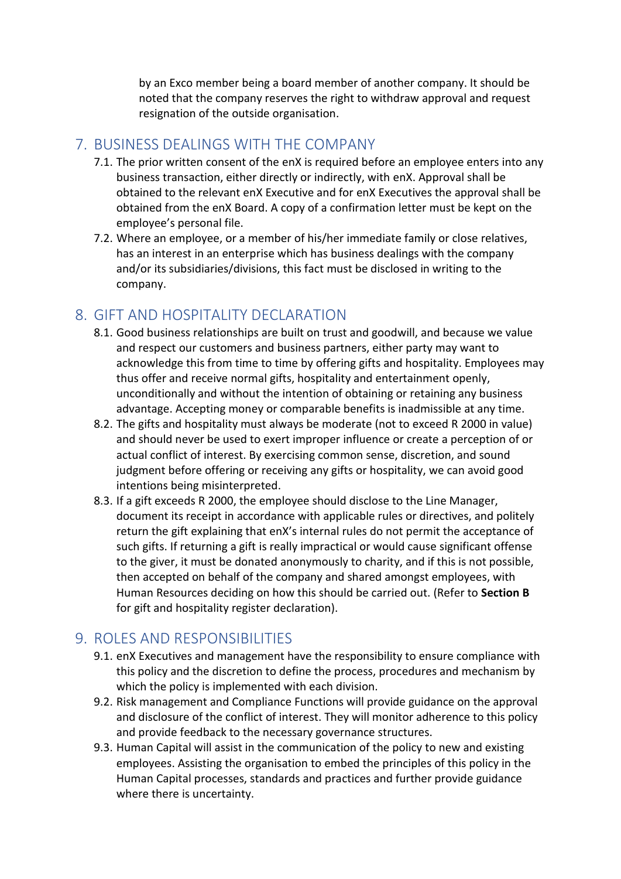by an Exco member being a board member of another company. It should be noted that the company reserves the right to withdraw approval and request resignation of the outside organisation.

## 7. BUSINESS DEALINGS WITH THE COMPANY

7.1. The prior written consent of the enX is required before an employee enters into any business transaction, either directly or indirectly, with enX. Approval shall be obtained to the relevant enX Executive and for enX Executives the approval shall be obtained from the enX Board. A copy of a confirmation letter must be kept on the employee's personal file.

7.2. Where an employee, or a member of his/her immediate family or close relatives, has an interest in an enterprise which has business dealings with the company and/or its subsidiaries/divisions, this fact must be disclosed in writing to the company.

## 8. GIFT AND HOSPITALITY DECLARATION

8.1. Good business relationships are built on trust and goodwill, and because we value and respect our customers and business partners, either party may want to acknowledge this from time to time by offering gifts and hospitality. Employees may thus offer and receive normal gifts, hospitality and entertainment openly, unconditionally and without the intention of obtaining or retaining any business advantage. Accepting money or comparable benefits is inadmissible at any time.

8.2. The gifts and hospitality must always be moderate (not to exceed R 2000 in value) and should never be used to exert improper influence or create a perception of or actual conflict of interest. By exercising common sense, discretion, and sound judgment before offering or receiving any gifts or hospitality, we can avoid good intentions being misinterpreted.

8.3. If a gift exceeds R 2000, the employee should disclose to the Line Manager, document its receipt in accordance with applicable rules or directives, and politely return the gift explaining that enX's internal rules do not permit the acceptance of such gifts. If returning a gift is really impractical or would cause significant offense to the giver, it must be donated anonymously to charity, and if this is not possible, then accepted on behalf of the company and shared amongst employees, with Human Resources deciding on how this should be carried out. (Refer to **Section B** for gift and hospitality register declaration).

## 9. ROLES AND RESPONSIBILITIES

9.1. enX Executives and management have the responsibility to ensure compliance with this policy and the discretion to define the process, procedures and mechanism by which the policy is implemented with each division.

9.2. Risk management and Compliance Functions will provide guidance on the approval and disclosure of the conflict of interest. They will monitor adherence to this policy and provide feedback to the necessary governance structures.

9.3. Human Capital will assist in the communication of the policy to new and existing employees. Assisting the organisation to embed the principles of this policy in the Human Capital processes, standards and practices and further provide guidance where there is uncertainty.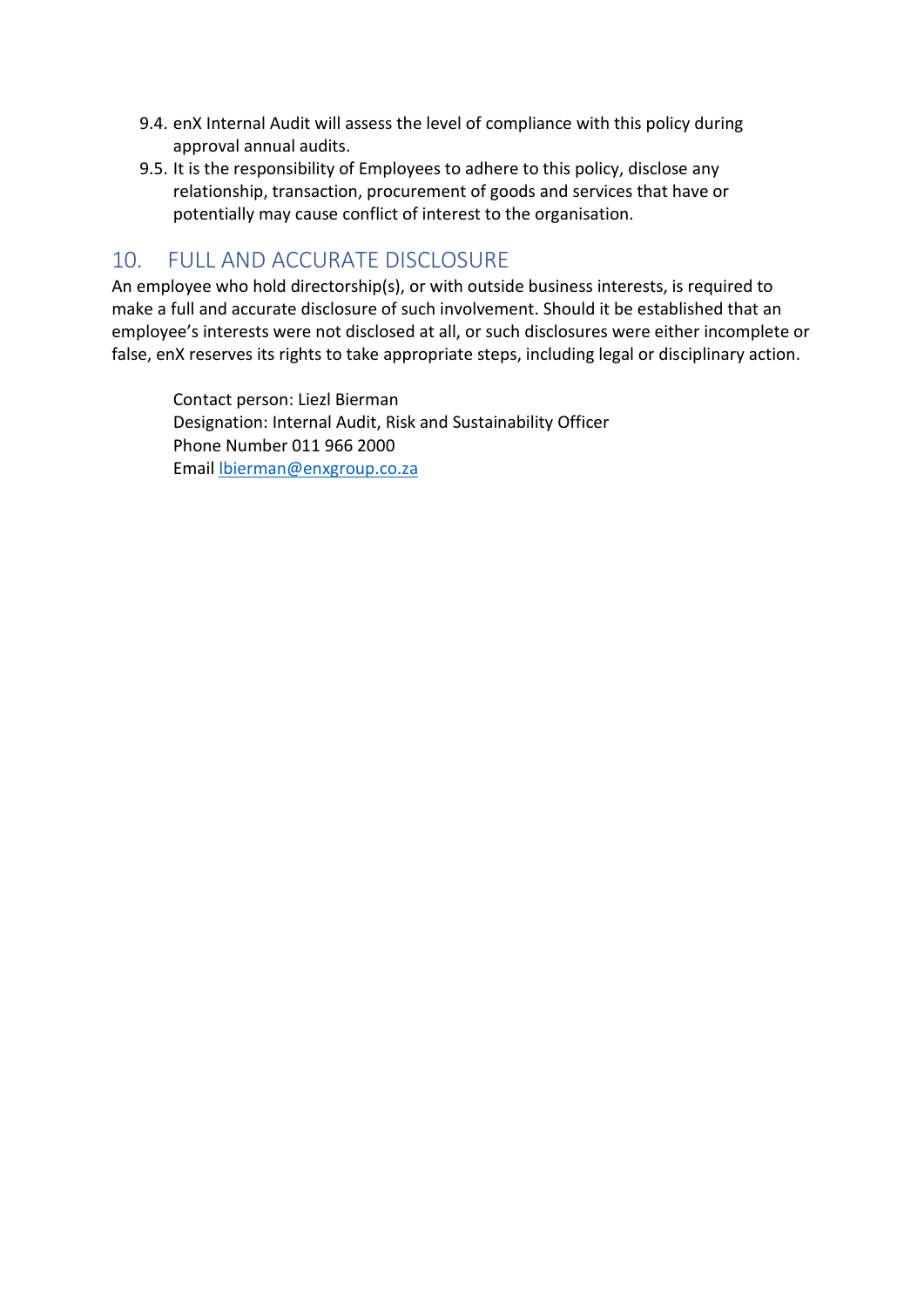9.4. enX Internal Audit will assess the level of compliance with this policy during approval annual audits.

9.5. It is the responsibility of Employees to adhere to this policy, disclose any relationship, transaction, procurement of goods and services that have or potentially may cause conflict of interest to the organisation.

## 10. FULL AND ACCURATE DISCLOSURE

An employee who hold directorship(s), or with outside business interests, is required to make a full and accurate disclosure of such involvement. Should it be established that an employee's interests were not disclosed at all, or such disclosures were either incomplete or false, enX reserves its rights to take appropriate steps, including legal or disciplinary action.

Contact person: Liezl Bierman
Designation: Internal Audit, Risk and Sustainability Officer
Phone Number 011 966 2000
Email lbierman@enxgroup.co.za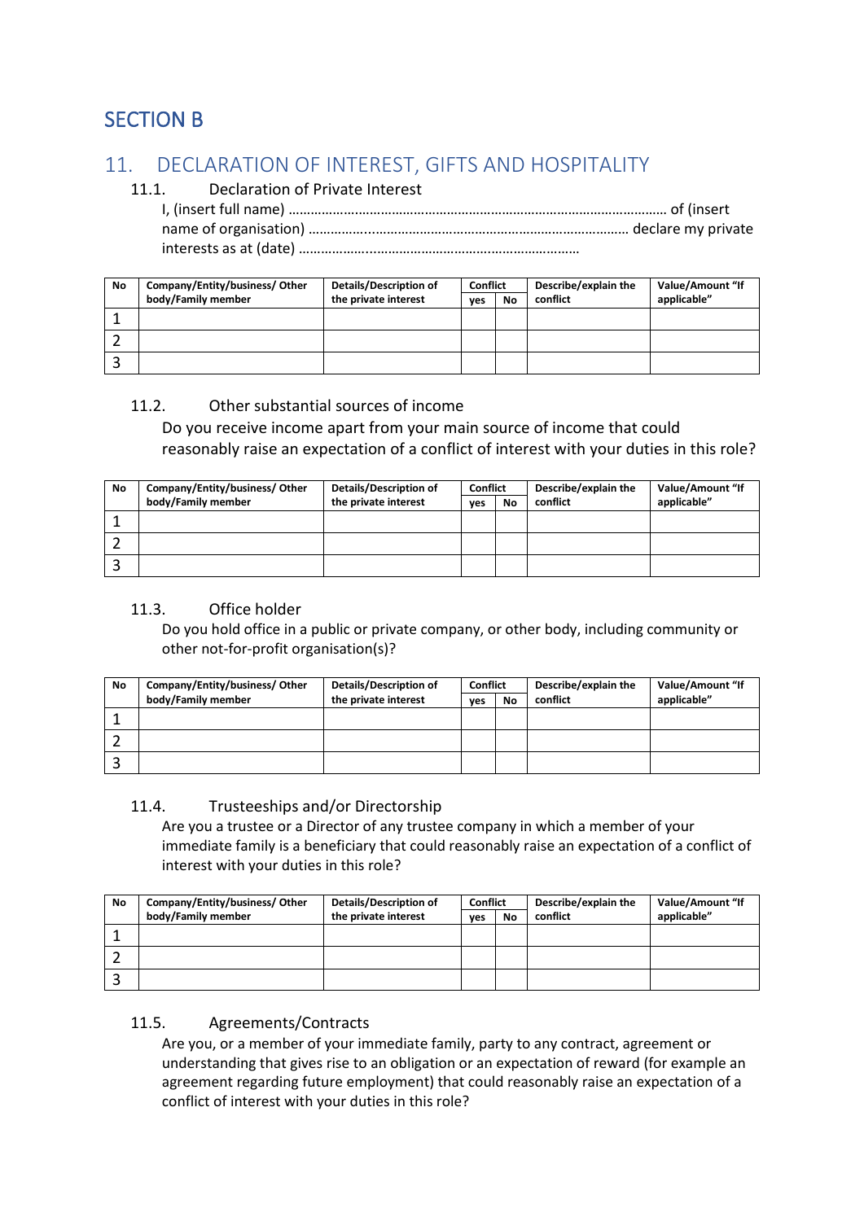# SECTION B

## 11. DECLARATION OF INTEREST, GIFTS AND HOSPITALITY

### 11.1. Declaration of Private Interest

I, (insert full name) …………………………………………………………………………………………… of (insert name of organisation) ……………..………………………………………………………… declare my private interests as at (date) ………………..………………………………………………

| No | Company/Entity/business/ Other body/Family member | Details/Description of the private interest | Conflict | | Describe/explain the conflict | Value/Amount "If applicable" |
|---|---|---|---|---|---|---|
| | | | yes | No | | |
| 1 | | | | | | |
| 2 | | | | | | |
| 3 | | | | | | |

### 11.2. Other substantial sources of income

Do you receive income apart from your main source of income that could reasonably raise an expectation of a conflict of interest with your duties in this role?

| No | Company/Entity/business/ Other body/Family member | Details/Description of the private interest | Conflict | | Describe/explain the conflict | Value/Amount "If applicable" |
|---|---|---|---|---|---|---|
| | | | yes | No | | |
| 1 | | | | | | |
| 2 | | | | | | |
| 3 | | | | | | |

### 11.3. Office holder

Do you hold office in a public or private company, or other body, including community or other not-for-profit organisation(s)?

| No | Company/Entity/business/ Other body/Family member | Details/Description of the private interest | Conflict | | Describe/explain the conflict | Value/Amount "If applicable" |
|---|---|---|---|---|---|---|
| | | | yes | No | | |
| 1 | | | | | | |
| 2 | | | | | | |
| 3 | | | | | | |

### 11.4. Trusteeships and/or Directorship

Are you a trustee or a Director of any trustee company in which a member of your immediate family is a beneficiary that could reasonably raise an expectation of a conflict of interest with your duties in this role?

| No | Company/Entity/business/ Other body/Family member | Details/Description of the private interest | Conflict | | Describe/explain the conflict | Value/Amount "If applicable" |
|---|---|---|---|---|---|---|
| | | | yes | No | | |
| 1 | | | | | | |
| 2 | | | | | | |
| 3 | | | | | | |

### 11.5. Agreements/Contracts

Are you, or a member of your immediate family, party to any contract, agreement or understanding that gives rise to an obligation or an expectation of reward (for example an agreement regarding future employment) that could reasonably raise an expectation of a conflict of interest with your duties in this role?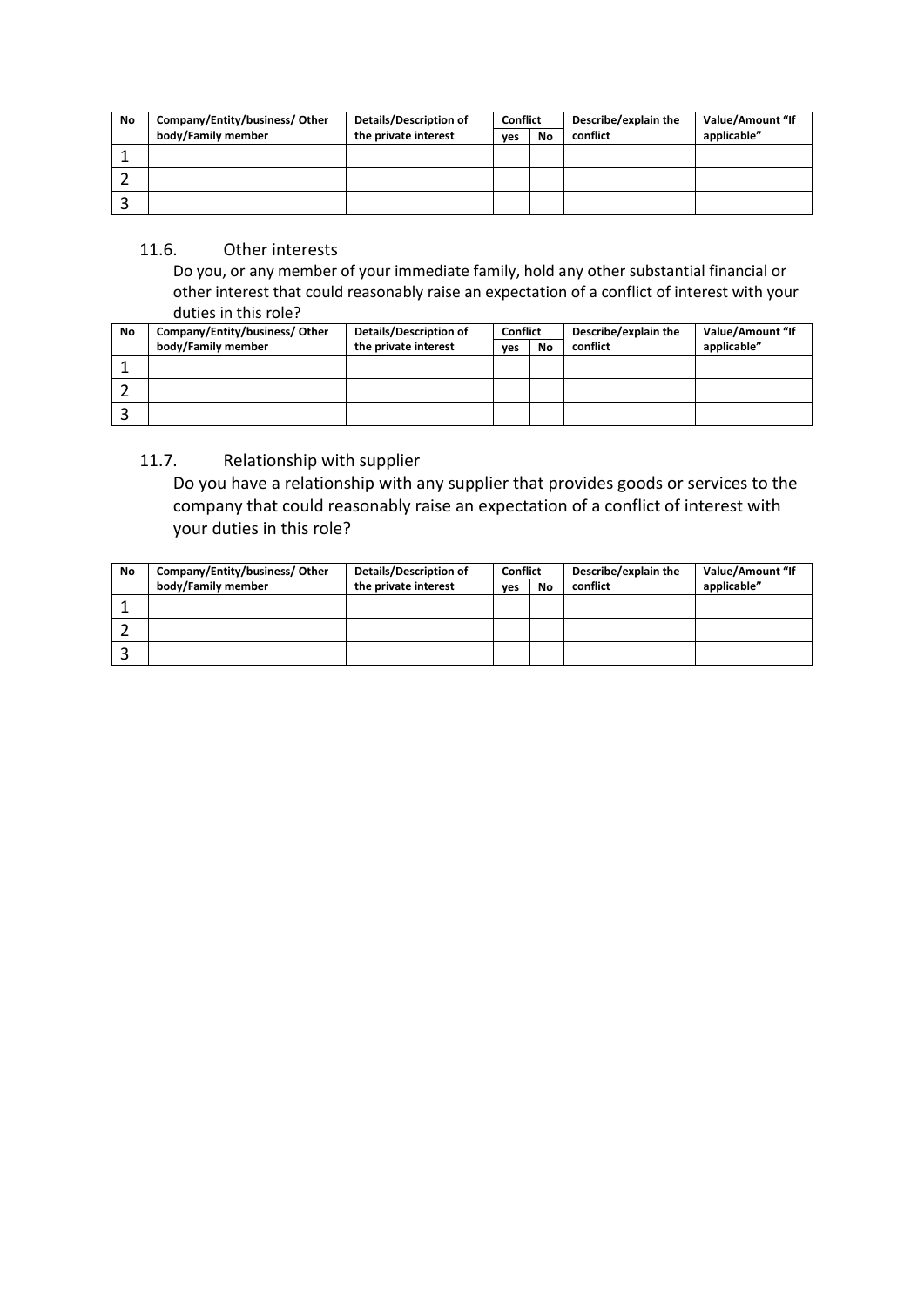| No | Company/Entity/business/ Other body/Family member | Details/Description of the private interest | Conflict | | Describe/explain the conflict | Value/Amount "If applicable" |
|---|---|---|---|---|---|---|
| | | | yes | No | | |
| 1 | | | | | | |
| 2 | | | | | | |
| 3 | | | | | | |

### 11.6. Other interests

Do you, or any member of your immediate family, hold any other substantial financial or other interest that could reasonably raise an expectation of a conflict of interest with your duties in this role?

| No | Company/Entity/business/ Other body/Family member | Details/Description of the private interest | Conflict | | Describe/explain the conflict | Value/Amount "If applicable" |
|---|---|---|---|---|---|---|
| | | | yes | No | | |
| 1 | | | | | | |
| 2 | | | | | | |
| 3 | | | | | | |

### 11.7. Relationship with supplier

Do you have a relationship with any supplier that provides goods or services to the company that could reasonably raise an expectation of a conflict of interest with your duties in this role?

| No | Company/Entity/business/ Other body/Family member | Details/Description of the private interest | Conflict | | Describe/explain the conflict | Value/Amount "If applicable" |
|---|---|---|---|---|---|---|
| | | | yes | No | | |
| 1 | | | | | | |
| 2 | | | | | | |
| 3 | | | | | | |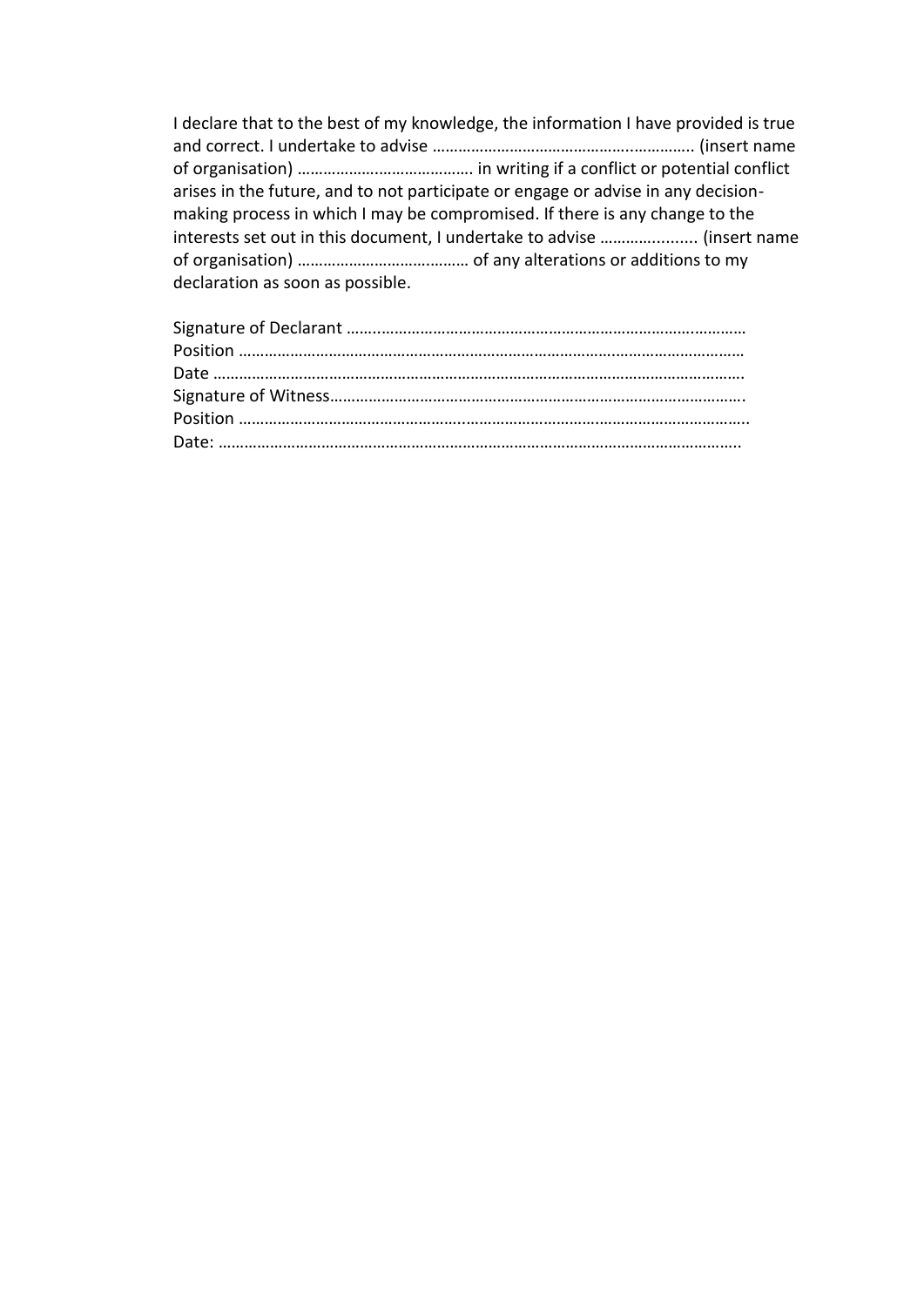I declare that to the best of my knowledge, the information I have provided is true and correct. I undertake to advise ………………………………………..…………. (insert name of organisation) …………………………………. in writing if a conflict or potential conflict arises in the future, and to not participate or engage or advise in any decision-making process in which I may be compromised. If there is any change to the interests set out in this document, I undertake to advise …………......... (insert name of organisation) ………………………………… of any alterations or additions to my declaration as soon as possible.

Signature of Declarant ……..………………………………………………………………..…………
Position ………………………………………………………………………..……………………………
Date ………………………………………………………………………………………………………….
Signature of Witness……………………………………………………………………………………..
Position …………………………………………………..……………………………………………………..
Date: ………………………………………………………………………………………………………..